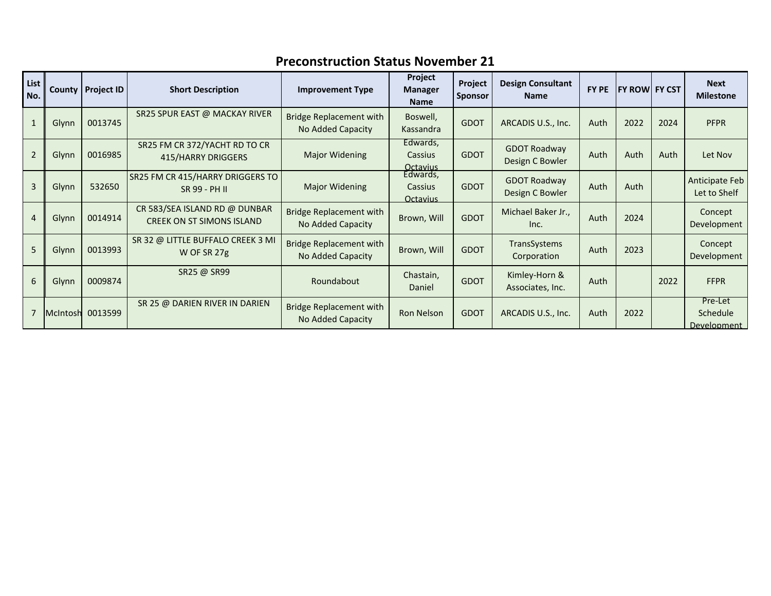# Preconstruction Status November 21

| List No. | County | Project ID | Short Description | Improvement Type | Project Manager Name | Project Sponsor | Design Consultant Name | FY PE | FY ROW | FY CST | Next Milestone |
|---|---|---|---|---|---|---|---|---|---|---|---|
| 1 | Glynn | 0013745 | SR25 SPUR EAST @ MACKAY RIVER | Bridge Replacement with No Added Capacity | Boswell, Kassandra | GDOT | ARCADIS U.S., Inc. | Auth | 2022 | 2024 | PFPR |
| 2 | Glynn | 0016985 | SR25 FM CR 372/YACHT RD TO CR 415/HARRY DRIGGERS | Major Widening | Edwards, Cassius Octavius | GDOT | GDOT Roadway Design C Bowler | Auth | Auth | Auth | Let Nov |
| 3 | Glynn | 532650 | SR25 FM CR 415/HARRY DRIGGERS TO SR 99 - PH II | Major Widening | Edwards, Cassius Octavius | GDOT | GDOT Roadway Design C Bowler | Auth | Auth | | Anticipate Feb Let to Shelf |
| 4 | Glynn | 0014914 | CR 583/SEA ISLAND RD @ DUNBAR CREEK ON ST SIMONS ISLAND | Bridge Replacement with No Added Capacity | Brown, Will | GDOT | Michael Baker Jr., Inc. | Auth | 2024 | | Concept Development |
| 5 | Glynn | 0013993 | SR 32 @ LITTLE BUFFALO CREEK 3 MI W OF SR 27g | Bridge Replacement with No Added Capacity | Brown, Will | GDOT | TransSystems Corporation | Auth | 2023 | | Concept Development |
| 6 | Glynn | 0009874 | SR25 @ SR99 | Roundabout | Chastain, Daniel | GDOT | Kimley-Horn & Associates, Inc. | Auth | | 2022 | FFPR |
| 7 | McIntosh | 0013599 | SR 25 @ DARIEN RIVER IN DARIEN | Bridge Replacement with No Added Capacity | Ron Nelson | GDOT | ARCADIS U.S., Inc. | Auth | 2022 | | Pre-Let Schedule Development |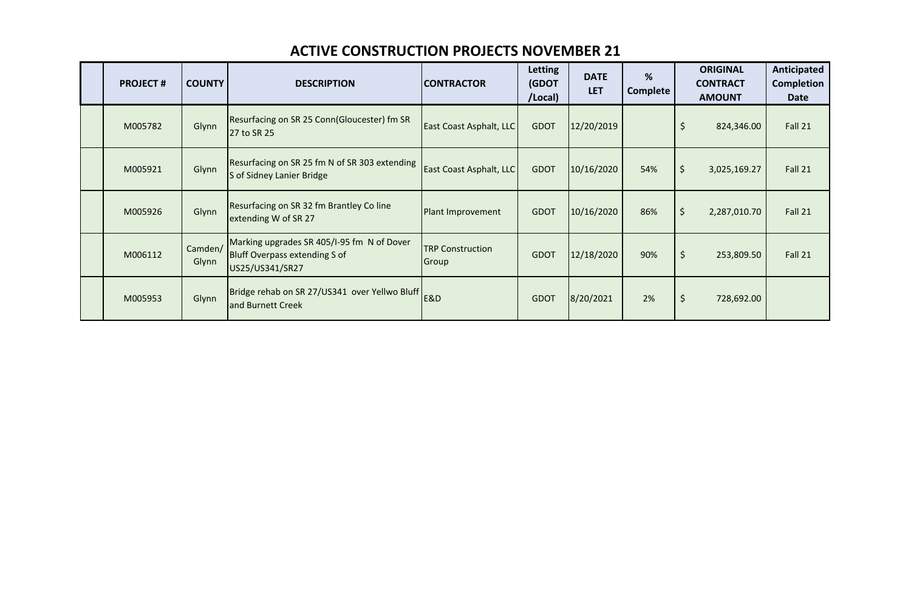# ACTIVE CONSTRUCTION PROJECTS NOVEMBER 21

| | PROJECT # | COUNTY | DESCRIPTION | CONTRACTOR | Letting (GDOT /Local) | DATE LET | % Complete | ORIGINAL CONTRACT AMOUNT | Anticipated Completion Date |
|---|---|---|---|---|---|---|---|---|---|
| | M005782 | Glynn | Resurfacing on SR 25 Conn(Gloucester) fm SR 27 to SR 25 | East Coast Asphalt, LLC | GDOT | 12/20/2019 | | $ 824,346.00 | Fall 21 |
| | M005921 | Glynn | Resurfacing on SR 25 fm N of SR 303 extending S of Sidney Lanier Bridge | East Coast Asphalt, LLC | GDOT | 10/16/2020 | 54% | $ 3,025,169.27 | Fall 21 |
| | M005926 | Glynn | Resurfacing on SR 32 fm Brantley Co line extending W of SR 27 | Plant Improvement | GDOT | 10/16/2020 | 86% | $ 2,287,010.70 | Fall 21 |
| | M006112 | Camden/ Glynn | Marking upgrades SR 405/I-95 fm N of Dover Bluff Overpass extending S of US25/US341/SR27 | TRP Construction Group | GDOT | 12/18/2020 | 90% | $ 253,809.50 | Fall 21 |
| | M005953 | Glynn | Bridge rehab on SR 27/US341 over Yellwo Bluff and Burnett Creek | E&D | GDOT | 8/20/2021 | 2% | $ 728,692.00 | |